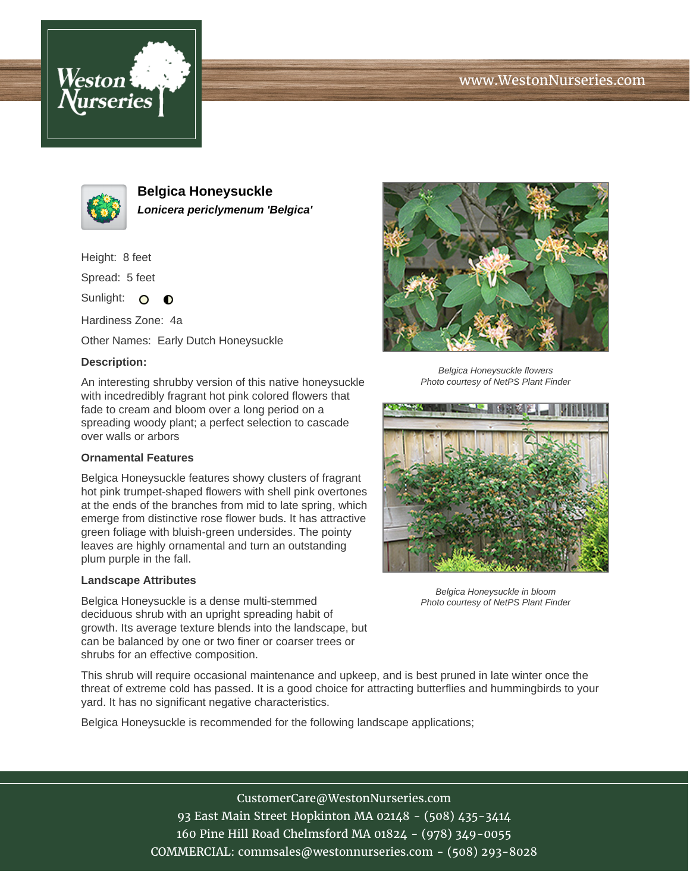www.WestonNurseries.com

# Belgica Honeysuckle

***Lonicera periclymenum 'Belgica'***

Height: 8 feet

Spread: 5 feet

Sunlight:

Hardiness Zone: 4a

Other Names: Early Dutch Honeysuckle

### Description:

An interesting shrubby version of this native honeysuckle with incedredibly fragrant hot pink colored flowers that fade to cream and bloom over a long period on a spreading woody plant; a perfect selection to cascade over walls or arbors

*Belgica Honeysuckle flowers*
*Photo courtesy of NetPS Plant Finder*

*Belgica Honeysuckle in bloom*
*Photo courtesy of NetPS Plant Finder*

### Ornamental Features

Belgica Honeysuckle features showy clusters of fragrant hot pink trumpet-shaped flowers with shell pink overtones at the ends of the branches from mid to late spring, which emerge from distinctive rose flower buds. It has attractive green foliage with bluish-green undersides. The pointy leaves are highly ornamental and turn an outstanding plum purple in the fall.

### Landscape Attributes

Belgica Honeysuckle is a dense multi-stemmed deciduous shrub with an upright spreading habit of growth. Its average texture blends into the landscape, but can be balanced by one or two finer or coarser trees or shrubs for an effective composition.

This shrub will require occasional maintenance and upkeep, and is best pruned in late winter once the threat of extreme cold has passed. It is a good choice for attracting butterflies and hummingbirds to your yard. It has no significant negative characteristics.

Belgica Honeysuckle is recommended for the following landscape applications;

CustomerCare@WestonNurseries.com
93 East Main Street Hopkinton MA 02148 - (508) 435-3414
160 Pine Hill Road Chelmsford MA 01824 - (978) 349-0055
COMMERCIAL: commsales@westonnurseries.com - (508) 293-8028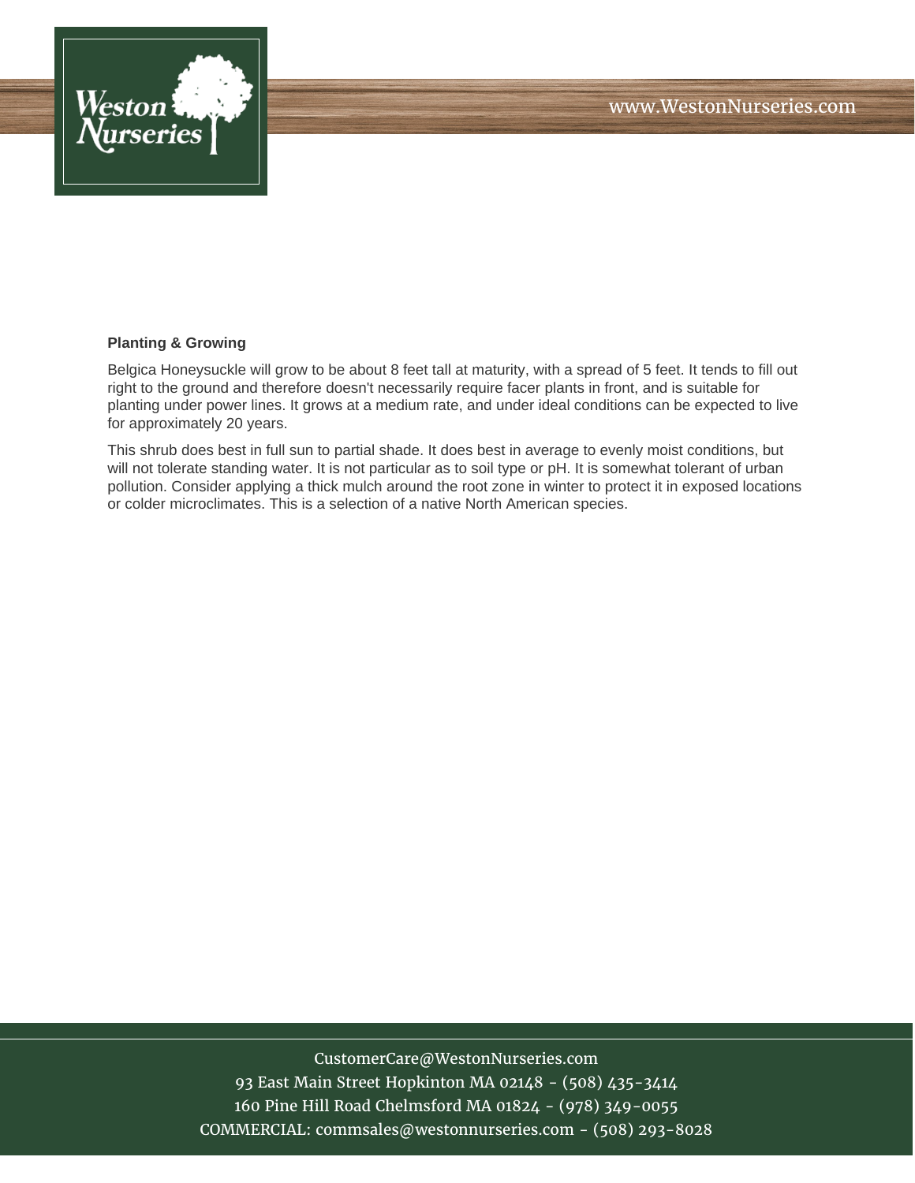**Planting & Growing**

Belgica Honeysuckle will grow to be about 8 feet tall at maturity, with a spread of 5 feet. It tends to fill out right to the ground and therefore doesn't necessarily require facer plants in front, and is suitable for planting under power lines. It grows at a medium rate, and under ideal conditions can be expected to live for approximately 20 years.

This shrub does best in full sun to partial shade. It does best in average to evenly moist conditions, but will not tolerate standing water. It is not particular as to soil type or pH. It is somewhat tolerant of urban pollution. Consider applying a thick mulch around the root zone in winter to protect it in exposed locations or colder microclimates. This is a selection of a native North American species.